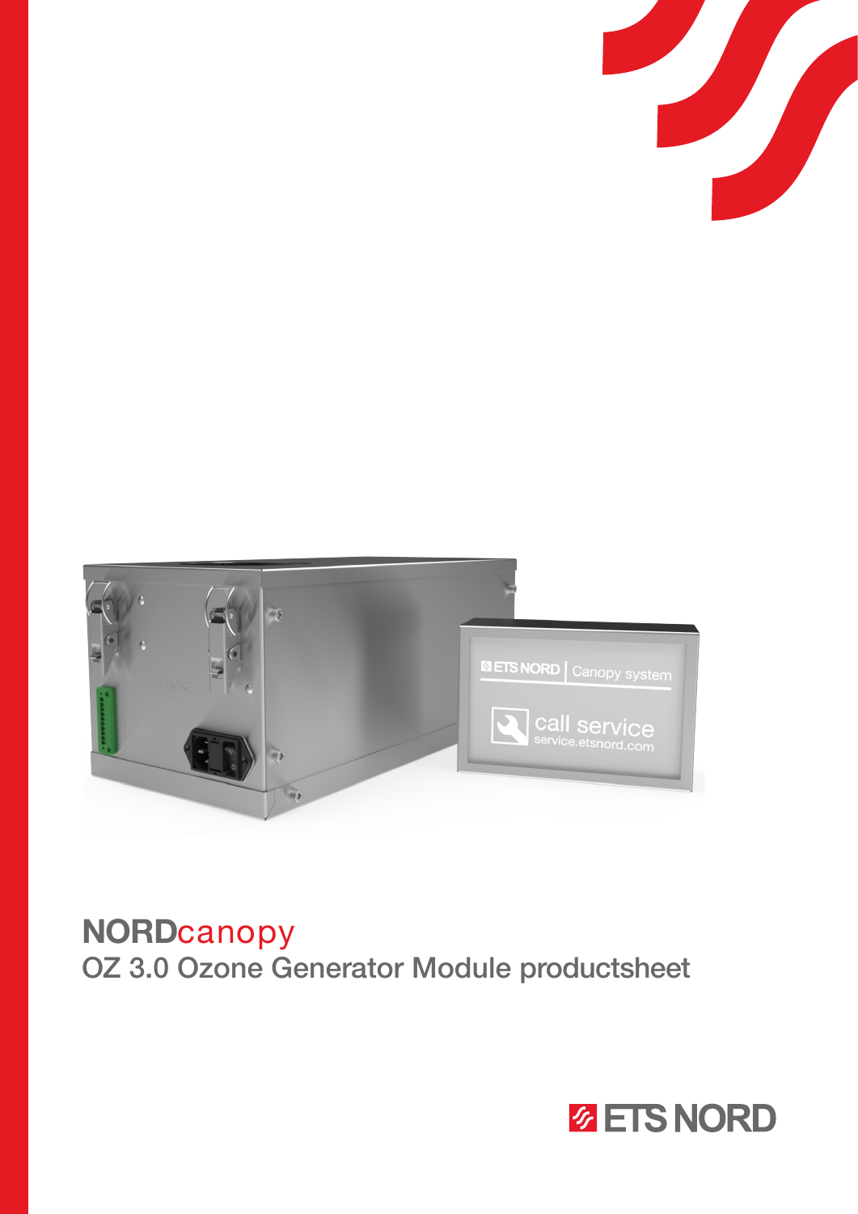# NORDcanopy

## OZ 3.0 Ozone Generator Module productsheet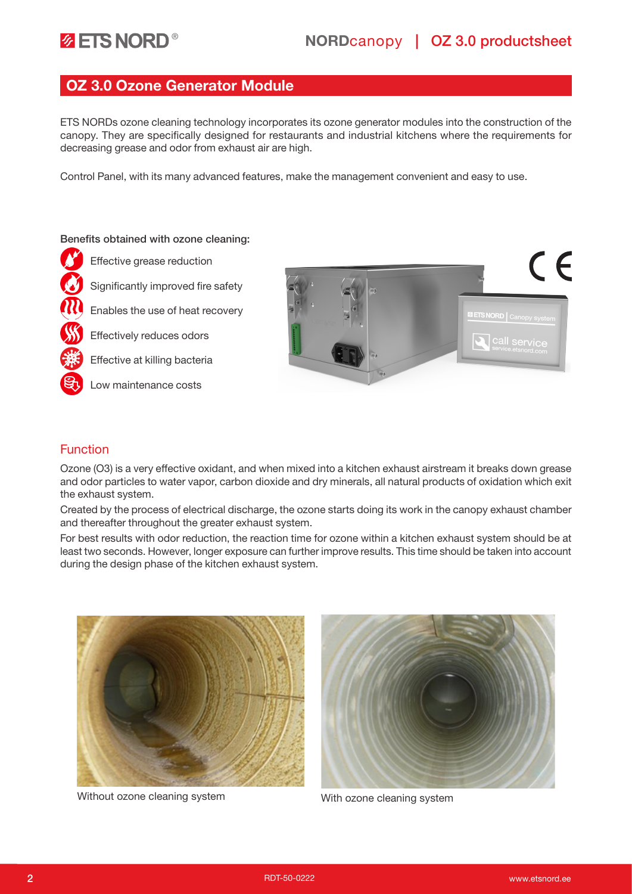## OZ 3.0 Ozone Generator Module

ETS NORDs ozone cleaning technology incorporates its ozone generator modules into the construction of the canopy. They are specifically designed for restaurants and industrial kitchens where the requirements for decreasing grease and odor from exhaust air are high.

Control Panel, with its many advanced features, make the management convenient and easy to use.

**Benefits obtained with ozone cleaning:**

- Effective grease reduction
- Significantly improved fire safety
- Enables the use of heat recovery
- Effectively reduces odors
- Effective at killing bacteria
- Low maintenance costs

### Function

Ozone (O3) is a very effective oxidant, and when mixed into a kitchen exhaust airstream it breaks down grease and odor particles to water vapor, carbon dioxide and dry minerals, all natural products of oxidation which exit the exhaust system.

Created by the process of electrical discharge, the ozone starts doing its work in the canopy exhaust chamber and thereafter throughout the greater exhaust system.

For best results with odor reduction, the reaction time for ozone within a kitchen exhaust system should be at least two seconds. However, longer exposure can further improve results. This time should be taken into account during the design phase of the kitchen exhaust system.

Without ozone cleaning system

With ozone cleaning system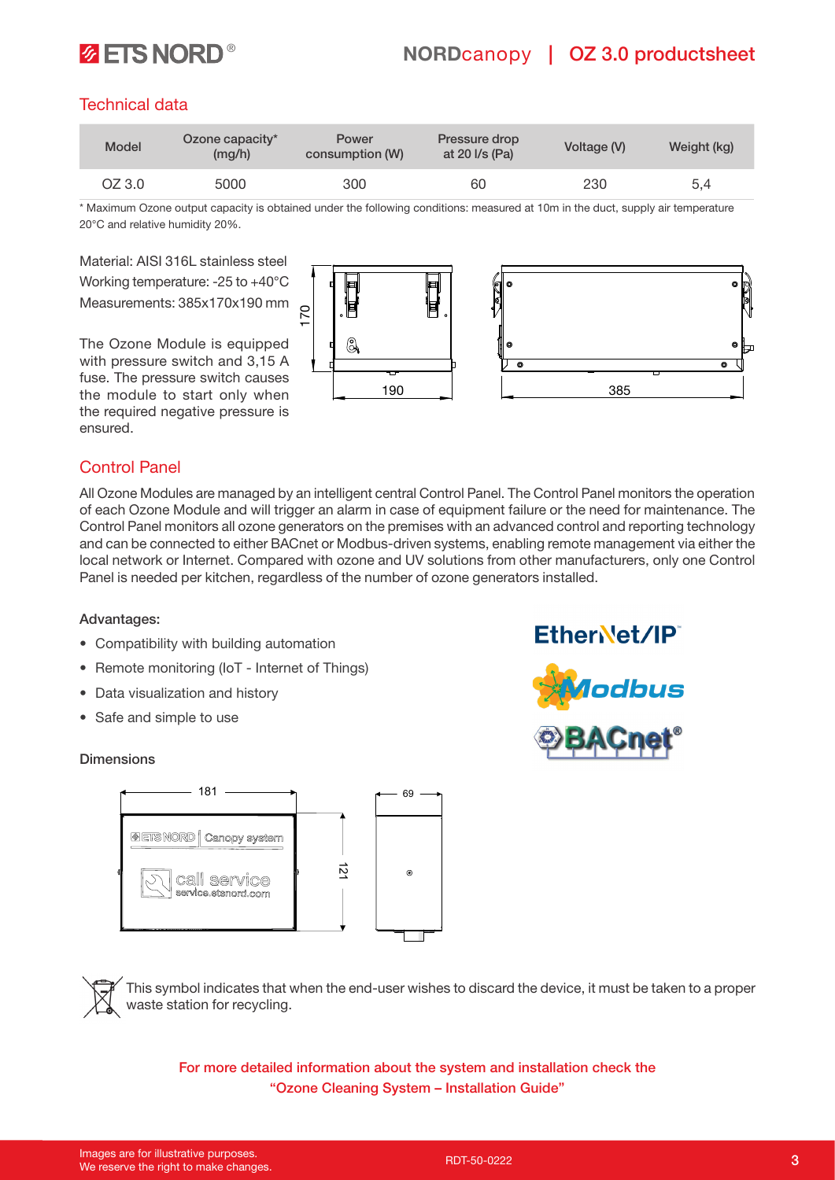## Technical data

| Model | Ozone capacity* (mg/h) | Power consumption (W) | Pressure drop at 20 l/s (Pa) | Voltage (V) | Weight (kg) |
|---|---|---|---|---|---|
| OZ 3.0 | 5000 | 300 | 60 | 230 | 5,4 |

* Maximum Ozone output capacity is obtained under the following conditions: measured at 10m in the duct, supply air temperature 20°C and relative humidity 20%.

Material: AISI 316L stainless steel
Working temperature: -25 to +40°C
Measurements: 385x170x190 mm

The Ozone Module is equipped with pressure switch and 3,15 A fuse. The pressure switch causes the module to start only when the required negative pressure is ensured.

## Control Panel

All Ozone Modules are managed by an intelligent central Control Panel. The Control Panel monitors the operation of each Ozone Module and will trigger an alarm in case of equipment failure or the need for maintenance. The Control Panel monitors all ozone generators on the premises with an advanced control and reporting technology and can be connected to either BACnet or Modbus-driven systems, enabling remote management via either the local network or Internet. Compared with ozone and UV solutions from other manufacturers, only one Control Panel is needed per kitchen, regardless of the number of ozone generators installed.

**Advantages:**

- Compatibility with building automation
- Remote monitoring (IoT - Internet of Things)
- Data visualization and history
- Safe and simple to use

**Dimensions**

This symbol indicates that when the end-user wishes to discard the device, it must be taken to a proper waste station for recycling.

For more detailed information about the system and installation check the "Ozone Cleaning System – Installation Guide"

Images are for illustrative purposes.
We reserve the right to make changes.

RDT-50-0222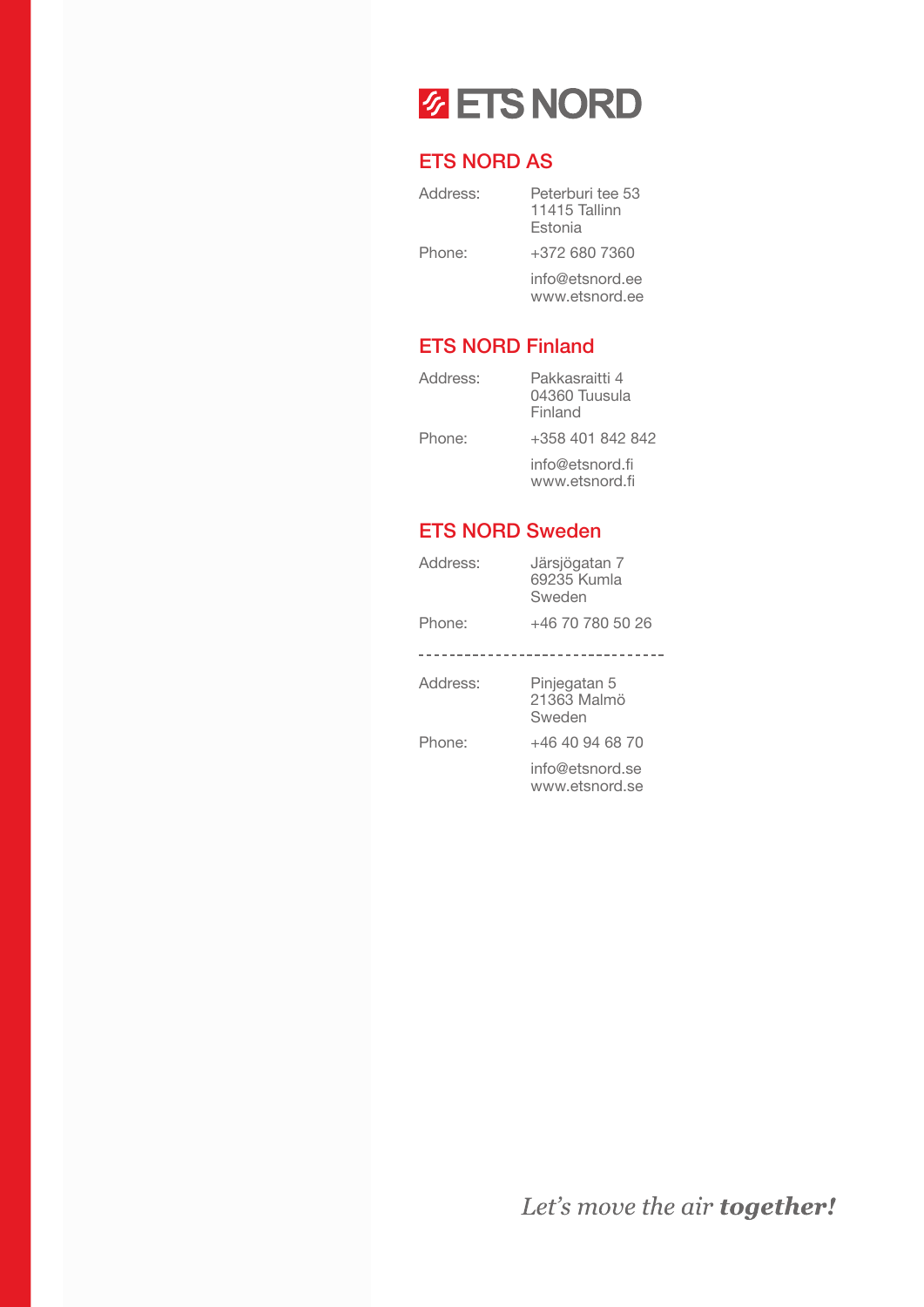# ETS NORD

## ETS NORD AS

| | |
|---|---|
| Address: | Peterburi tee 53<br>11415 Tallinn<br>Estonia |
| Phone: | +372 680 7360 |
| | info@etsnord.ee<br>www.etsnord.ee |

## ETS NORD Finland

| | |
|---|---|
| Address: | Pakkasraitti 4<br>04360 Tuusula<br>Finland |
| Phone: | +358 401 842 842 |
| | info@etsnord.fi<br>www.etsnord.fi |

## ETS NORD Sweden

| | |
|---|---|
| Address: | Järsjögatan 7<br>69235 Kumla<br>Sweden |
| Phone: | +46 70 780 50 26 |

---

| | |
|---|---|
| Address: | Pinjegatan 5<br>21363 Malmö<br>Sweden |
| Phone: | +46 40 94 68 70 |
| | info@etsnord.se<br>www.etsnord.se |

*Let's move the air **together!***